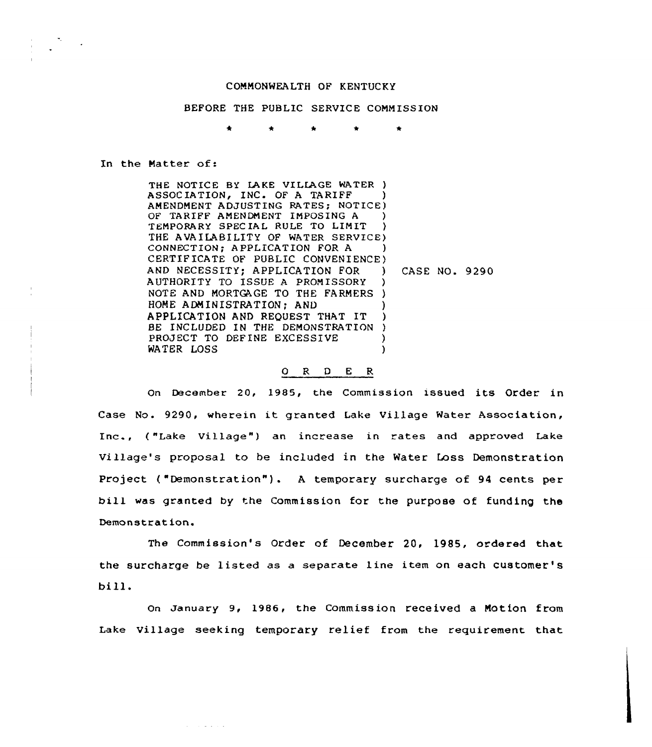COMMONWEALTH OF KENTUCKY

BEFORE THE PUBLIC SERVICE COMMISSION

\* \* \* \* \*

In the Matter of:

| | |
|---|---|
| THE NOTICE BY LAKE VILLAGE WATER ASSOCIATION, INC. OF A TARIFF AMENDMENT ADJUSTING RATES; NOTICE OF TARIFF AMENDMENT IMPOSING A TEMPORARY SPECIAL RULE TO LIMIT THE AVAILABILITY OF WATER SERVICE CONNECTION; APPLICATION FOR A CERTIFICATE OF PUBLIC CONVENIENCE AND NECESSITY; APPLICATION FOR AUTHORITY TO ISSUE A PROMISSORY NOTE AND MORTGAGE TO THE FARMERS HOME ADMINISTRATION; AND APPLICATION AND REQUEST THAT IT BE INCLUDED IN THE DEMONSTRATION PROJECT TO DEFINE EXCESSIVE WATER LOSS | CASE NO. 9290 |

## O R D E R

On December 20, 1985, the Commission issued its Order in Case No. 9290, wherein it granted Lake Village Water Association, Inc., ("Lake Village") an increase in rates and approved Lake Village's proposal to be included in the Water Loss Demonstration Project ("Demonstration"). A temporary surcharge of 94 cents per bill was granted by the Commission for the purpose of funding the Demonstration.

The Commission's Order of December 20, 1985, ordered that the surcharge be listed as a separate line item on each customer's bill.

On January 9, 1986, the Commission received a Motion from Lake Village seeking temporary relief from the requirement that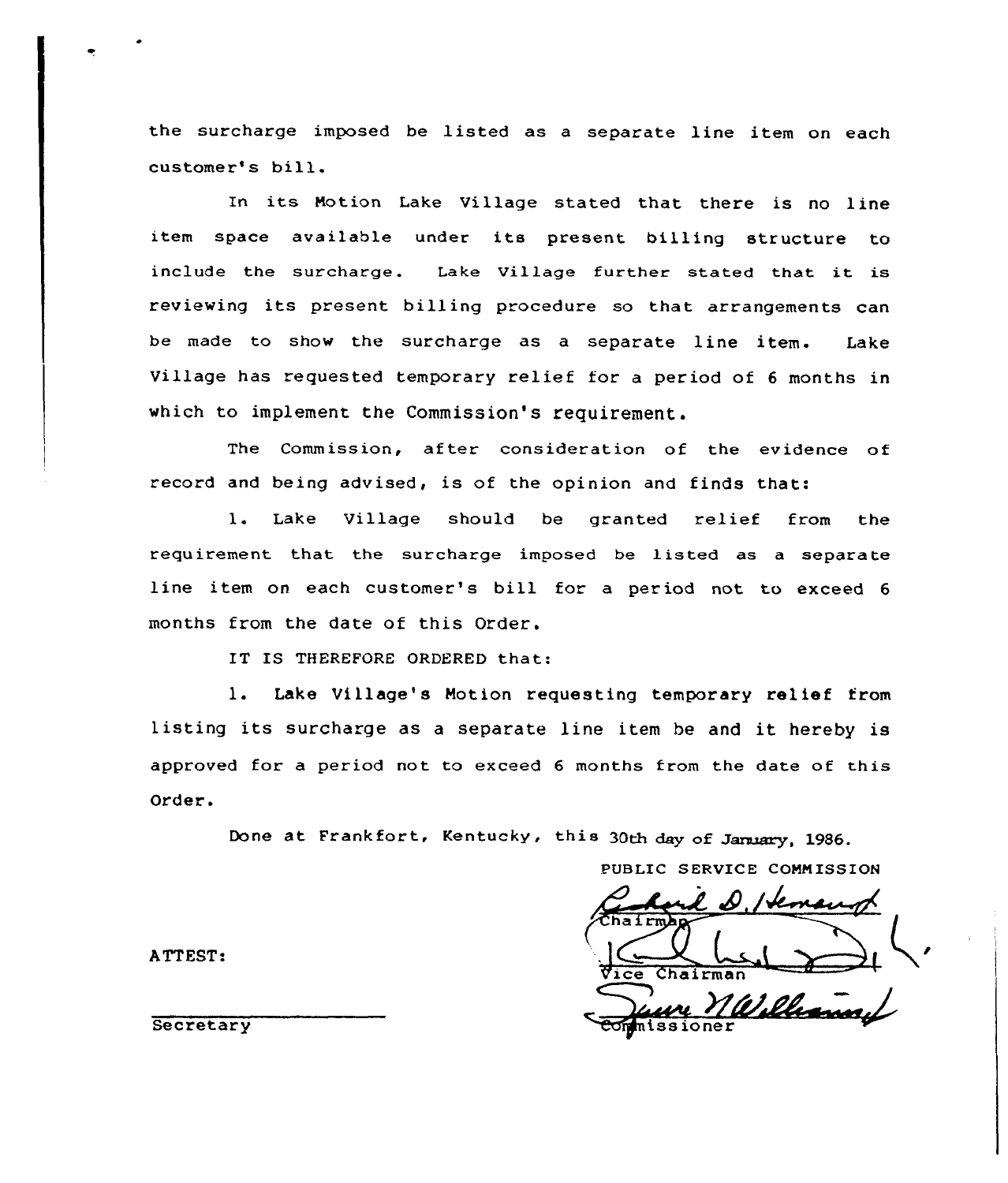the surcharge imposed be listed as a separate line item on each customer's bill.

In its Motion Lake Village stated that there is no line item space available under its present billing structure to include the surcharge. Lake Village further stated that it is reviewing its present billing procedure so that arrangements can be made to show the surcharge as a separate line item. Lake Village has requested temporary relief for a period of 6 months in which to implement the Commission's requirement.

The Commission, after consideration of the evidence of record and being advised, is of the opinion and finds that:

1. Lake Village should be granted relief from the requirement that the surcharge imposed be listed as a separate line item on each customer's bill for a period not to exceed 6 months from the date of this Order.

IT IS THEREFORE ORDERED that:

1. Lake Village's Motion requesting temporary relief from listing its surcharge as a separate line item be and it hereby is approved for a period not to exceed 6 months from the date of this Order.

Done at Frankfort, Kentucky, this 30th day of January, 1986.

PUBLIC SERVICE COMMISSION

Chairman

Vice Chairman

Commissioner

ATTEST:

Secretary